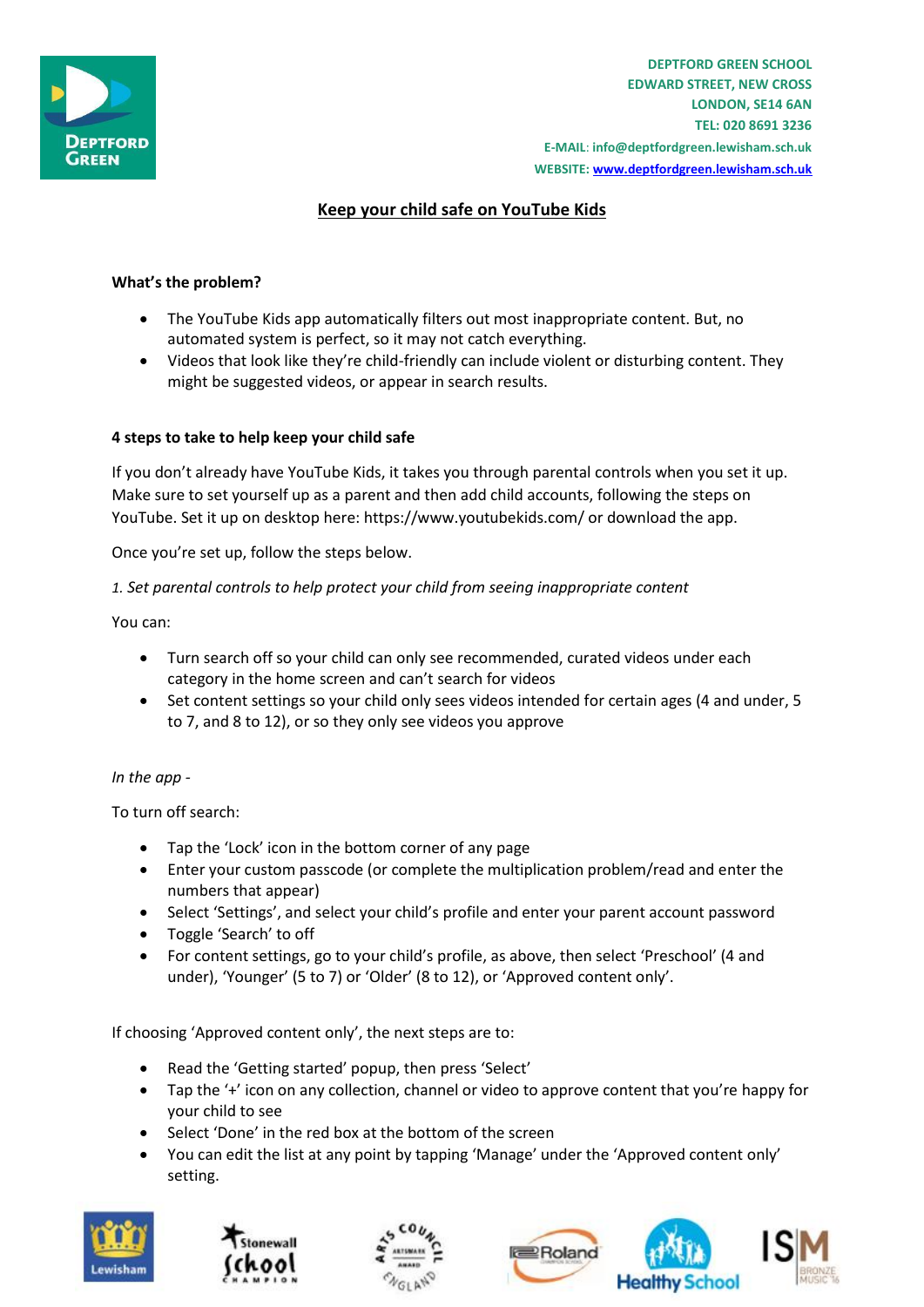DEPTFORD GREEN SCHOOL
EDWARD STREET, NEW CROSS
LONDON, SE14 6AN
TEL: 020 8691 3236
E-MAIL: info@deptfordgreen.lewisham.sch.uk
WEBSITE: www.deptfordgreen.lewisham.sch.uk

# Keep your child safe on YouTube Kids

**What's the problem?**

- The YouTube Kids app automatically filters out most inappropriate content. But, no automated system is perfect, so it may not catch everything.
- Videos that look like they're child-friendly can include violent or disturbing content. They might be suggested videos, or appear in search results.

**4 steps to take to help keep your child safe**

If you don't already have YouTube Kids, it takes you through parental controls when you set it up. Make sure to set yourself up as a parent and then add child accounts, following the steps on YouTube. Set it up on desktop here: https://www.youtubekids.com/ or download the app.

Once you're set up, follow the steps below.

*1. Set parental controls to help protect your child from seeing inappropriate content*

You can:

- Turn search off so your child can only see recommended, curated videos under each category in the home screen and can't search for videos
- Set content settings so your child only sees videos intended for certain ages (4 and under, 5 to 7, and 8 to 12), or so they only see videos you approve

*In the app -*

To turn off search:

- Tap the 'Lock' icon in the bottom corner of any page
- Enter your custom passcode (or complete the multiplication problem/read and enter the numbers that appear)
- Select 'Settings', and select your child's profile and enter your parent account password
- Toggle 'Search' to off
- For content settings, go to your child's profile, as above, then select 'Preschool' (4 and under), 'Younger' (5 to 7) or 'Older' (8 to 12), or 'Approved content only'.

If choosing 'Approved content only', the next steps are to:

- Read the 'Getting started' popup, then press 'Select'
- Tap the '+' icon on any collection, channel or video to approve content that you're happy for your child to see
- Select 'Done' in the red box at the bottom of the screen
- You can edit the list at any point by tapping 'Manage' under the 'Approved content only' setting.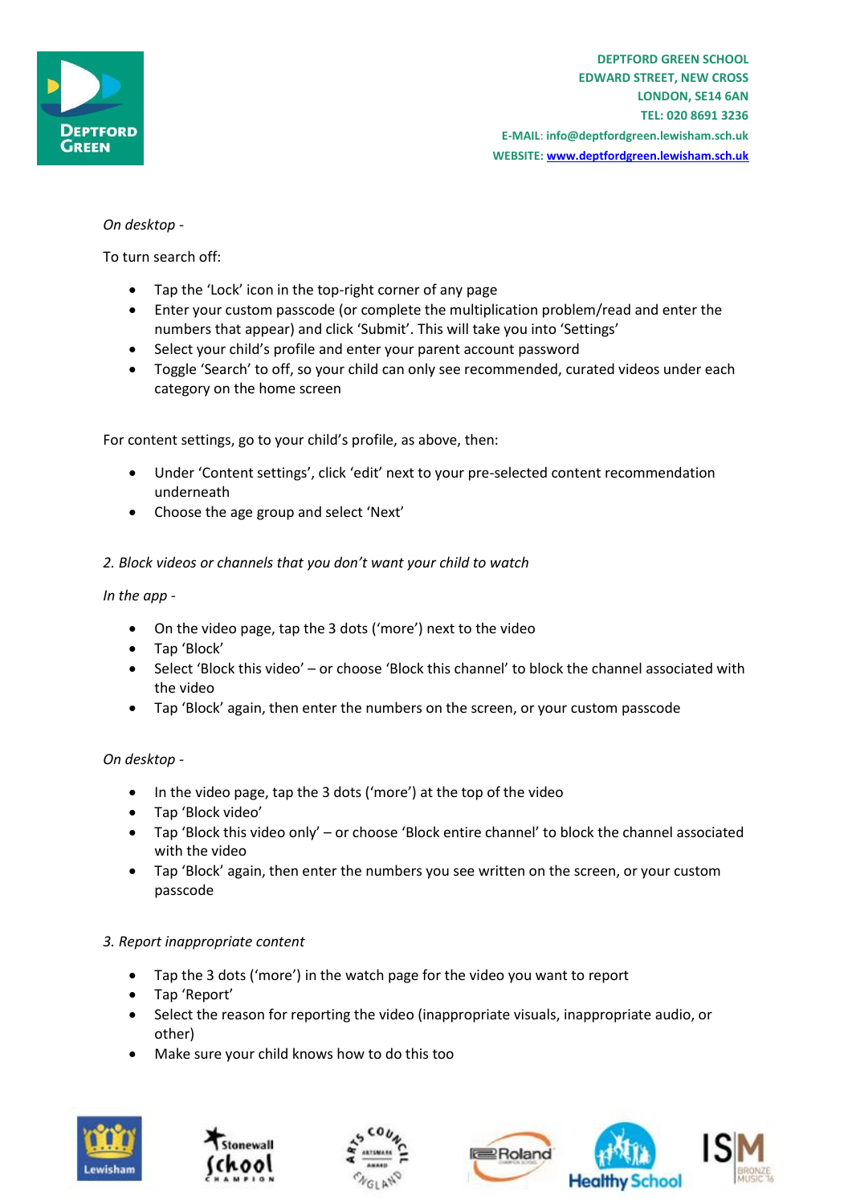*On desktop -*

To turn search off:

- Tap the 'Lock' icon in the top-right corner of any page
- Enter your custom passcode (or complete the multiplication problem/read and enter the numbers that appear) and click 'Submit'. This will take you into 'Settings'
- Select your child's profile and enter your parent account password
- Toggle 'Search' to off, so your child can only see recommended, curated videos under each category on the home screen

For content settings, go to your child's profile, as above, then:

- Under 'Content settings', click 'edit' next to your pre-selected content recommendation underneath
- Choose the age group and select 'Next'

*2. Block videos or channels that you don't want your child to watch*

*In the app -*

- On the video page, tap the 3 dots ('more') next to the video
- Tap 'Block'
- Select 'Block this video' – or choose 'Block this channel' to block the channel associated with the video
- Tap 'Block' again, then enter the numbers on the screen, or your custom passcode

*On desktop -*

- In the video page, tap the 3 dots ('more') at the top of the video
- Tap 'Block video'
- Tap 'Block this video only' – or choose 'Block entire channel' to block the channel associated with the video
- Tap 'Block' again, then enter the numbers you see written on the screen, or your custom passcode

*3. Report inappropriate content*

- Tap the 3 dots ('more') in the watch page for the video you want to report
- Tap 'Report'
- Select the reason for reporting the video (inappropriate visuals, inappropriate audio, or other)
- Make sure your child knows how to do this too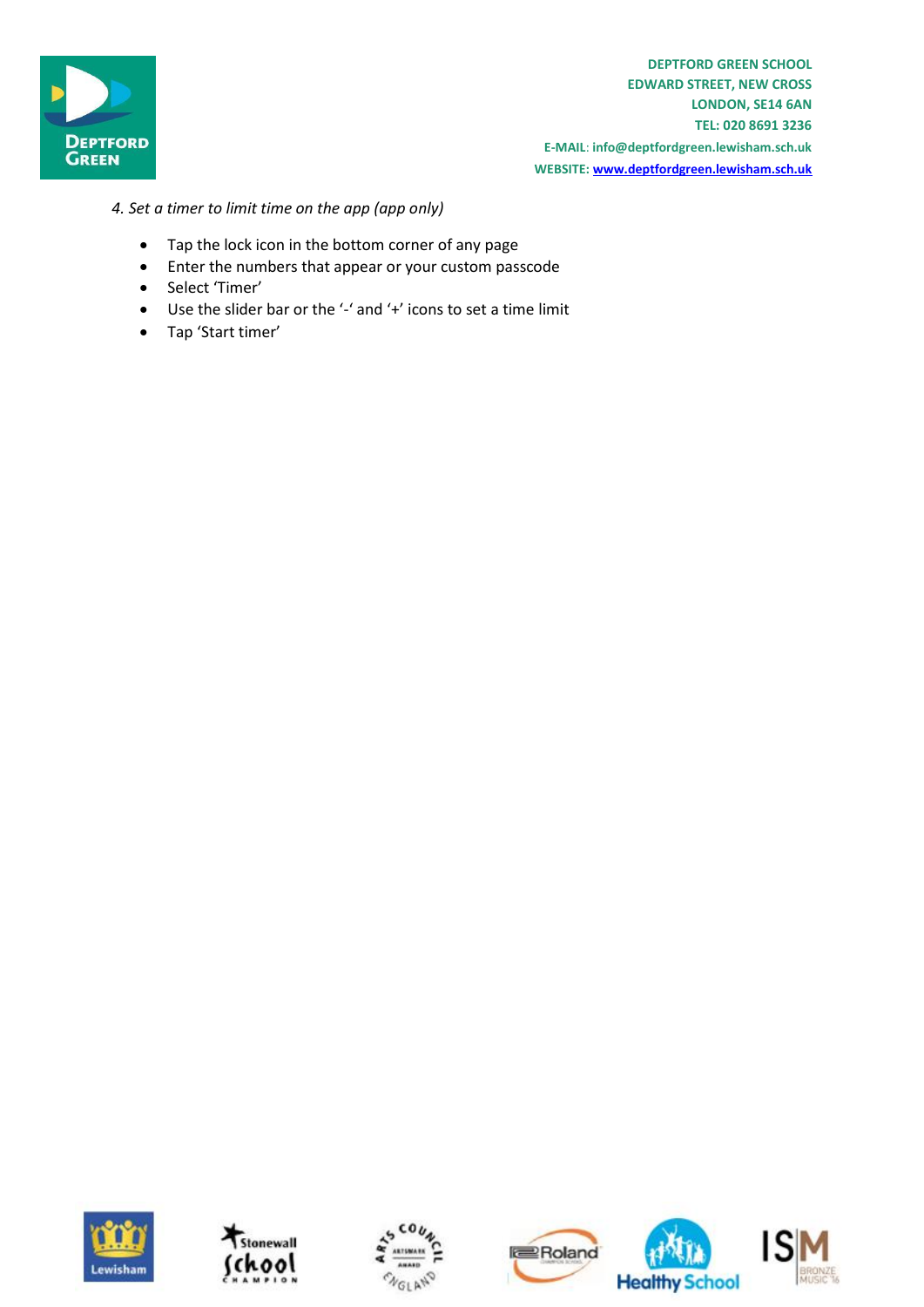*4. Set a timer to limit time on the app (app only)*

- Tap the lock icon in the bottom corner of any page
- Enter the numbers that appear or your custom passcode
- Select 'Timer'
- Use the slider bar or the '-' and '+' icons to set a time limit
- Tap 'Start timer'